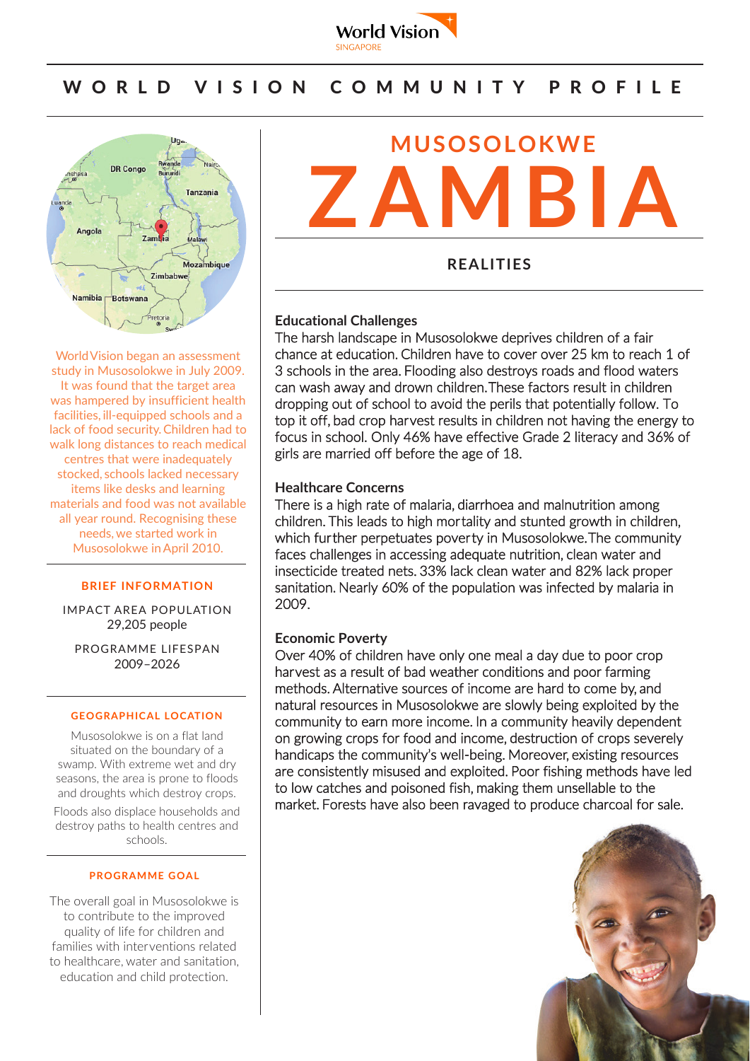World Vision
SINGAPORE

# WORLD VISION COMMUNITY PROFILE

World Vision began an assessment study in Musosolokwe in July 2009. It was found that the target area was hampered by insufficient health facilities, ill-equipped schools and a lack of food security. Children had to walk long distances to reach medical centres that were inadequately stocked, schools lacked necessary items like desks and learning materials and food was not available all year round. Recognising these needs, we started work in Musosolokwe in April 2010.

### BRIEF INFORMATION

IMPACT AREA POPULATION
29,205 people

PROGRAMME LIFESPAN
2009–2026

### GEOGRAPHICAL LOCATION

Musosolokwe is on a flat land situated on the boundary of a swamp. With extreme wet and dry seasons, the area is prone to floods and droughts which destroy crops.

Floods also displace households and destroy paths to health centres and schools.

### PROGRAMME GOAL

The overall goal in Musosolokwe is to contribute to the improved quality of life for children and families with interventions related to healthcare, water and sanitation, education and child protection.

# MUSOSOLOKWE ZAMBIA

## REALITIES

### Educational Challenges

The harsh landscape in Musosolokwe deprives children of a fair chance at education. Children have to cover over 25 km to reach 1 of 3 schools in the area. Flooding also destroys roads and flood waters can wash away and drown children. These factors result in children dropping out of school to avoid the perils that potentially follow. To top it off, bad crop harvest results in children not having the energy to focus in school. Only 46% have effective Grade 2 literacy and 36% of girls are married off before the age of 18.

### Healthcare Concerns

There is a high rate of malaria, diarrhoea and malnutrition among children. This leads to high mortality and stunted growth in children, which further perpetuates poverty in Musosolokwe. The community faces challenges in accessing adequate nutrition, clean water and insecticide treated nets. 33% lack clean water and 82% lack proper sanitation. Nearly 60% of the population was infected by malaria in 2009.

### Economic Poverty

Over 40% of children have only one meal a day due to poor crop harvest as a result of bad weather conditions and poor farming methods. Alternative sources of income are hard to come by, and natural resources in Musosolokwe are slowly being exploited by the community to earn more income. In a community heavily dependent on growing crops for food and income, destruction of crops severely handicaps the community's well-being. Moreover, existing resources are consistently misused and exploited. Poor fishing methods have led to low catches and poisoned fish, making them unsellable to the market. Forests have also been ravaged to produce charcoal for sale.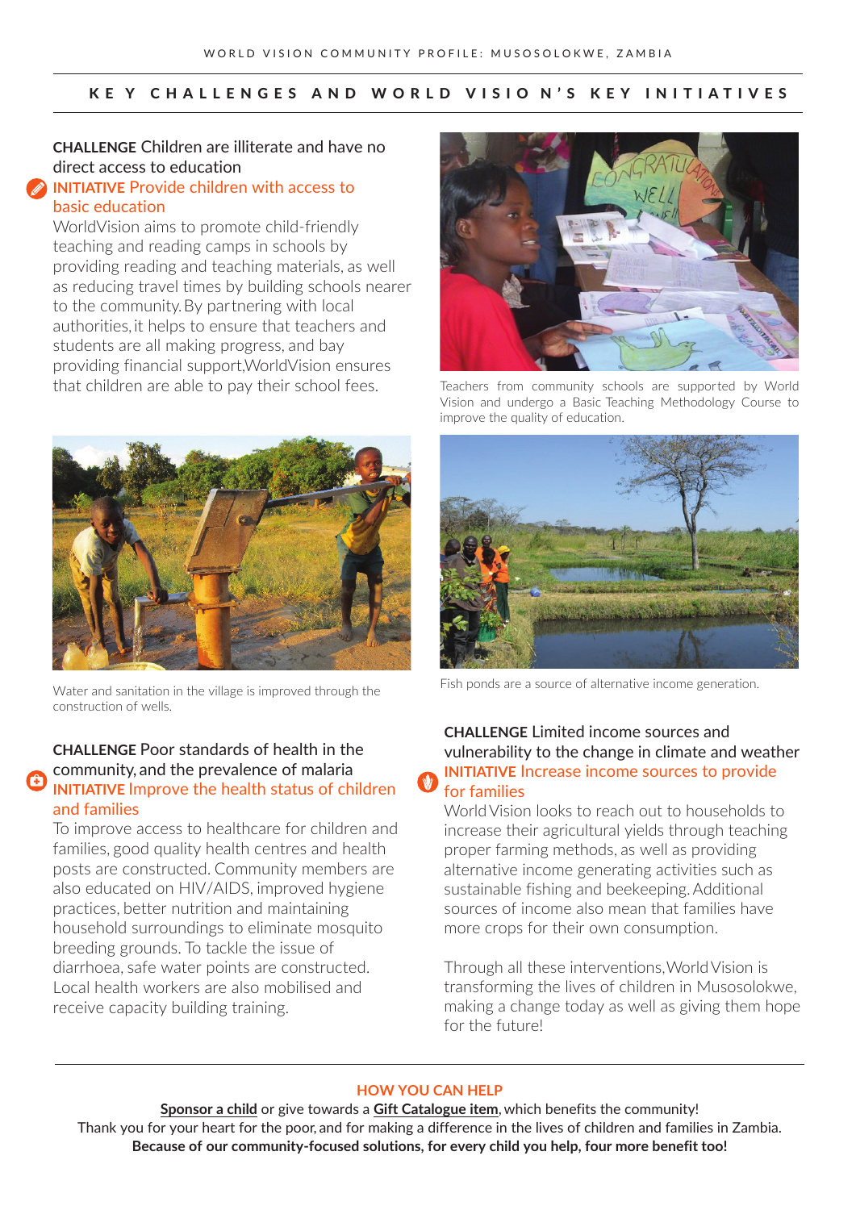## KEY CHALLENGES AND WORLD VISION'S KEY INITIATIVES

**CHALLENGE** Children are illiterate and have no direct access to education

**INITIATIVE** Provide children with access to basic education

WorldVision aims to promote child-friendly teaching and reading camps in schools by providing reading and teaching materials, as well as reducing travel times by building schools nearer to the community. By partnering with local authorities, it helps to ensure that teachers and students are all making progress, and bay providing financial support,WorldVision ensures that children are able to pay their school fees.

Teachers from community schools are supported by World Vision and undergo a Basic Teaching Methodology Course to improve the quality of education.

Water and sanitation in the village is improved through the construction of wells.

Fish ponds are a source of alternative income generation.

**CHALLENGE** Poor standards of health in the community, and the prevalence of malaria

**INITIATIVE** Improve the health status of children and families

To improve access to healthcare for children and families, good quality health centres and health posts are constructed. Community members are also educated on HIV/AIDS, improved hygiene practices, better nutrition and maintaining household surroundings to eliminate mosquito breeding grounds. To tackle the issue of diarrhoea, safe water points are constructed. Local health workers are also mobilised and receive capacity building training.

**CHALLENGE** Limited income sources and vulnerability to the change in climate and weather

**INITIATIVE** Increase income sources to provide for families

World Vision looks to reach out to households to increase their agricultural yields through teaching proper farming methods, as well as providing alternative income generating activities such as sustainable fishing and beekeeping. Additional sources of income also mean that families have more crops for their own consumption.

Through all these interventions, World Vision is transforming the lives of children in Musosolokwe, making a change today as well as giving them hope for the future!

**HOW YOU CAN HELP**

**Sponsor a child** or give towards a **Gift Catalogue item**, which benefits the community!
Thank you for your heart for the poor, and for making a difference in the lives of children and families in Zambia.
**Because of our community-focused solutions, for every child you help, four more benefit too!**